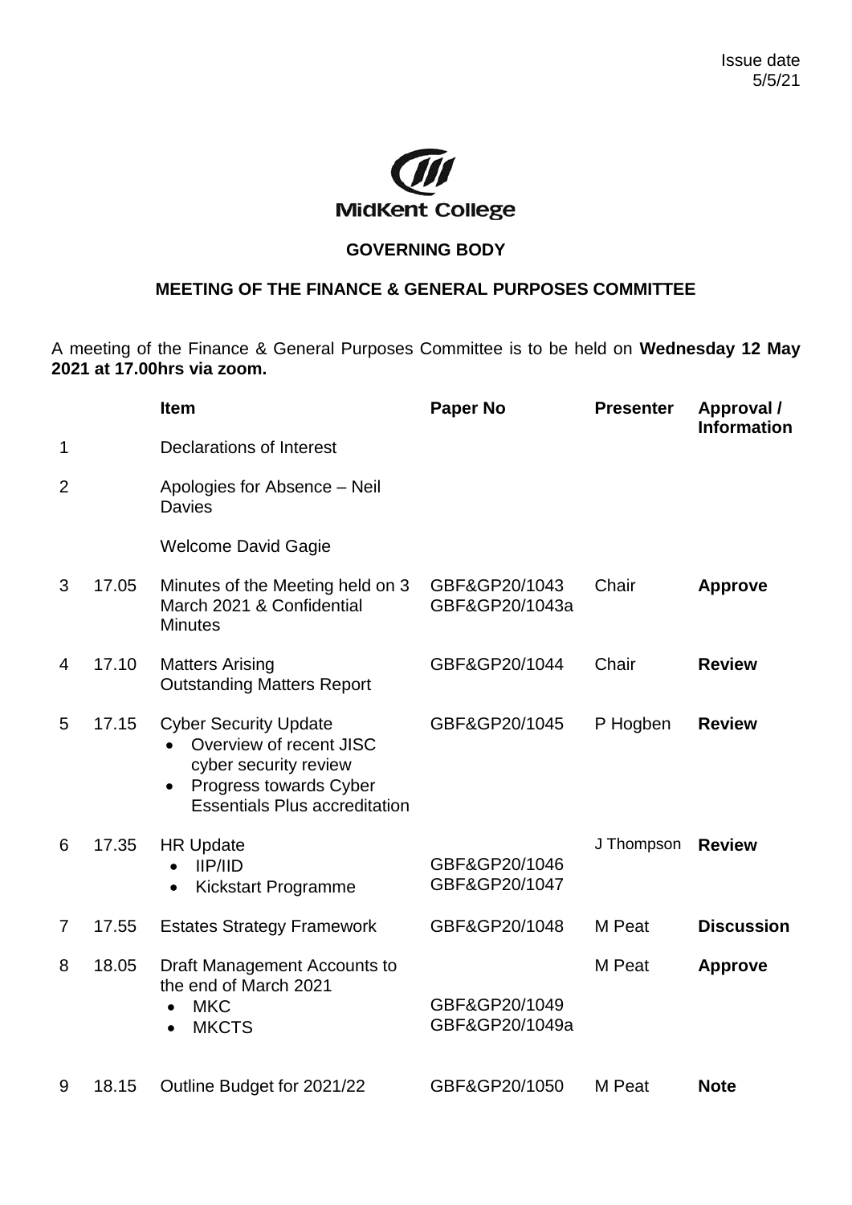Issue date
5/5/21

MidKent College

**GOVERNING BODY**

**MEETING OF THE FINANCE & GENERAL PURPOSES COMMITTEE**

A meeting of the Finance & General Purposes Committee is to be held on **Wednesday 12 May 2021 at 17.00hrs via zoom.**

| | | Item | Paper No | Presenter | Approval / Information |
|---|---|---|---|---|---|
| 1 | | Declarations of Interest | | | |
| 2 | | Apologies for Absence – Neil Davies<br><br>Welcome David Gagie | | | |
| 3 | 17.05 | Minutes of the Meeting held on 3 March 2021 & Confidential Minutes | GBF&GP20/1043<br>GBF&GP20/1043a | Chair | **Approve** |
| 4 | 17.10 | Matters Arising<br>Outstanding Matters Report | GBF&GP20/1044 | Chair | **Review** |
| 5 | 17.15 | Cyber Security Update<br>• Overview of recent JISC cyber security review<br>• Progress towards Cyber Essentials Plus accreditation | GBF&GP20/1045 | P Hogben | **Review** |
| 6 | 17.35 | HR Update<br>• IIP/IID<br>• Kickstart Programme | GBF&GP20/1046<br>GBF&GP20/1047 | J Thompson | **Review** |
| 7 | 17.55 | Estates Strategy Framework | GBF&GP20/1048 | M Peat | **Discussion** |
| 8 | 18.05 | Draft Management Accounts to the end of March 2021<br>• MKC<br>• MKCTS | GBF&GP20/1049<br>GBF&GP20/1049a | M Peat | **Approve** |
| 9 | 18.15 | Outline Budget for 2021/22 | GBF&GP20/1050 | M Peat | **Note** |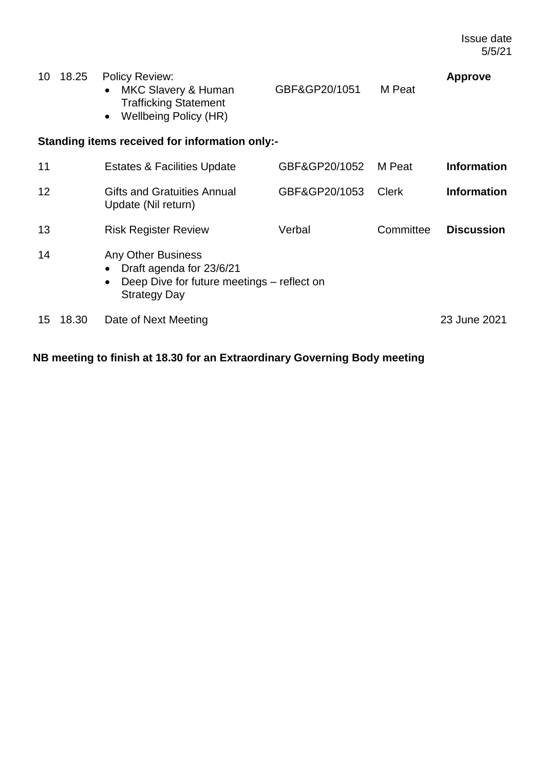Issue date 5/5/21

| | | | | | |
|---|---|---|---|---|---|
| 10 | 18.25 | Policy Review:<br>• MKC Slavery & Human Trafficking Statement<br>• Wellbeing Policy (HR) | GBF&GP20/1051 | M Peat | **Approve** |

**Standing items received for information only:-**

| | | | | | |
|---|---|---|---|---|---|
| 11 | | Estates & Facilities Update | GBF&GP20/1052 | M Peat | **Information** |
| 12 | | Gifts and Gratuities Annual Update (Nil return) | GBF&GP20/1053 | Clerk | **Information** |
| 13 | | Risk Register Review | Verbal | Committee | **Discussion** |
| 14 | | Any Other Business<br>• Draft agenda for 23/6/21<br>• Deep Dive for future meetings – reflect on Strategy Day | | | |
| 15 | 18.30 | Date of Next Meeting | | | 23 June 2021 |

**NB meeting to finish at 18.30 for an Extraordinary Governing Body meeting**